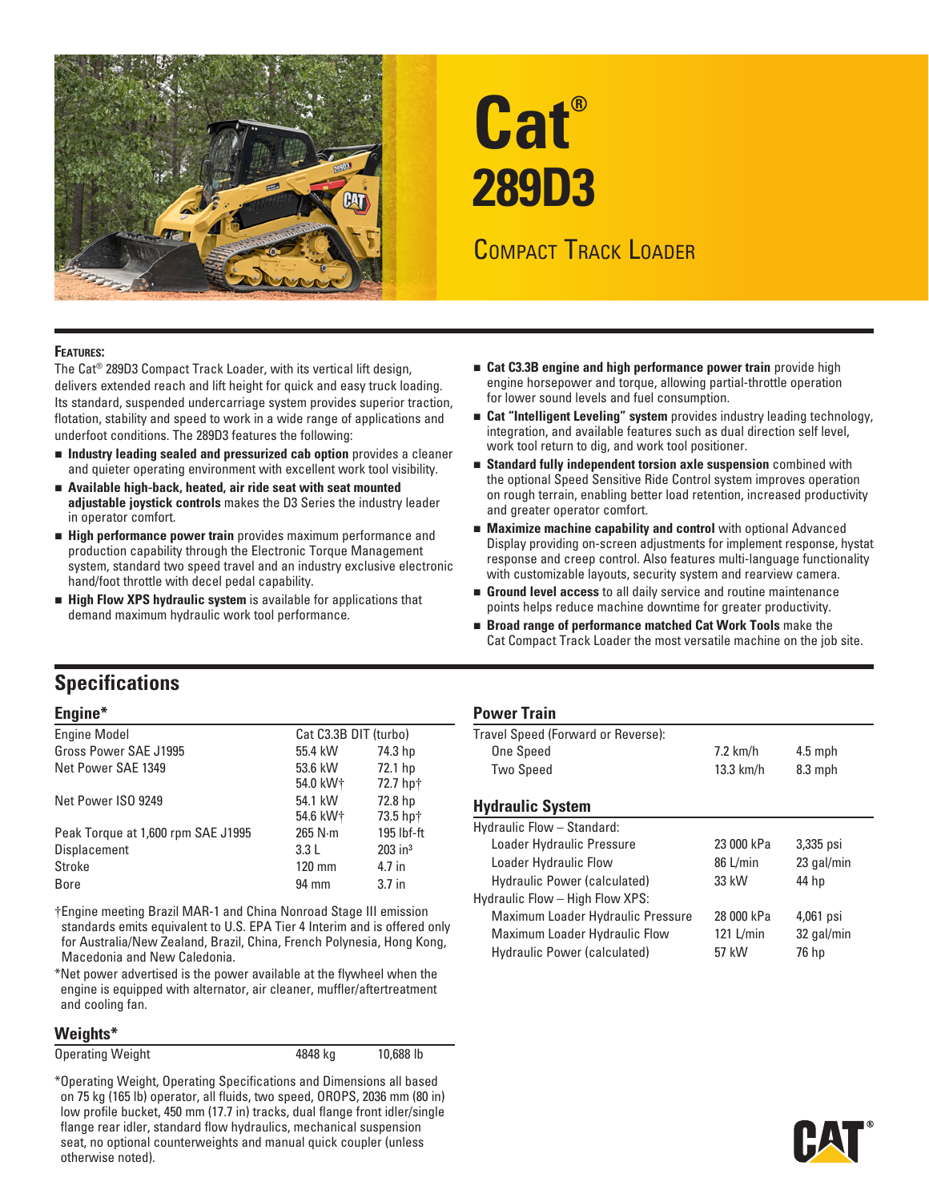# Cat®

# 289D3

## Compact Track Loader

**Features:**

The Cat® 289D3 Compact Track Loader, with its vertical lift design, delivers extended reach and lift height for quick and easy truck loading. Its standard, suspended undercarriage system provides superior traction, flotation, stability and speed to work in a wide range of applications and underfoot conditions. The 289D3 features the following:

- **Industry leading sealed and pressurized cab option** provides a cleaner and quieter operating environment with excellent work tool visibility.
- **Available high-back, heated, air ride seat with seat mounted adjustable joystick controls** makes the D3 Series the industry leader in operator comfort.
- **High performance power train** provides maximum performance and production capability through the Electronic Torque Management system, standard two speed travel and an industry exclusive electronic hand/foot throttle with decel pedal capability.
- **High Flow XPS hydraulic system** is available for applications that demand maximum hydraulic work tool performance.
- **Cat C3.3B engine and high performance power train** provide high engine horsepower and torque, allowing partial-throttle operation for lower sound levels and fuel consumption.
- **Cat "Intelligent Leveling" system** provides industry leading technology, integration, and available features such as dual direction self level, work tool return to dig, and work tool positioner.
- **Standard fully independent torsion axle suspension** combined with the optional Speed Sensitive Ride Control system improves operation on rough terrain, enabling better load retention, increased productivity and greater operator comfort.
- **Maximize machine capability and control** with optional Advanced Display providing on-screen adjustments for implement response, hystat response and creep control. Also features multi-language functionality with customizable layouts, security system and rearview camera.
- **Ground level access** to all daily service and routine maintenance points helps reduce machine downtime for greater productivity.
- **Broad range of performance matched Cat Work Tools** make the Cat Compact Track Loader the most versatile machine on the job site.

## Specifications

### Engine*

| | | |
|---|---|---|
| Engine Model | Cat C3.3B DIT (turbo) | |
| Gross Power SAE J1995 | 55.4 kW | 74.3 hp |
| Net Power SAE 1349 | 53.6 kW | 72.1 hp |
| | 54.0 kW† | 72.7 hp† |
| Net Power ISO 9249 | 54.1 kW | 72.8 hp |
| | 54.6 kW† | 73.5 hp† |
| Peak Torque at 1,600 rpm SAE J1995 | 265 N·m | 195 lbf-ft |
| Displacement | 3.3 L | 203 in³ |
| Stroke | 120 mm | 4.7 in |
| Bore | 94 mm | 3.7 in |

†Engine meeting Brazil MAR-1 and China Nonroad Stage III emission standards emits equivalent to U.S. EPA Tier 4 Interim and is offered only for Australia/New Zealand, Brazil, China, French Polynesia, Hong Kong, Macedonia and New Caledonia.

*Net power advertised is the power available at the flywheel when the engine is equipped with alternator, air cleaner, muffler/aftertreatment and cooling fan.

### Weights*

| | | |
|---|---|---|
| Operating Weight | 4848 kg | 10,688 lb |

*Operating Weight, Operating Specifications and Dimensions all based on 75 kg (165 lb) operator, all fluids, two speed, OROPS, 2036 mm (80 in) low profile bucket, 450 mm (17.7 in) tracks, dual flange front idler/single flange rear idler, standard flow hydraulics, mechanical suspension seat, no optional counterweights and manual quick coupler (unless otherwise noted).

### Power Train

| | | |
|---|---|---|
| Travel Speed (Forward or Reverse): | | |
| One Speed | 7.2 km/h | 4.5 mph |
| Two Speed | 13.3 km/h | 8.3 mph |

### Hydraulic System

| | | |
|---|---|---|
| Hydraulic Flow – Standard: | | |
| Loader Hydraulic Pressure | 23 000 kPa | 3,335 psi |
| Loader Hydraulic Flow | 86 L/min | 23 gal/min |
| Hydraulic Power (calculated) | 33 kW | 44 hp |
| Hydraulic Flow – High Flow XPS: | | |
| Maximum Loader Hydraulic Pressure | 28 000 kPa | 4,061 psi |
| Maximum Loader Hydraulic Flow | 121 L/min | 32 gal/min |
| Hydraulic Power (calculated) | 57 kW | 76 hp |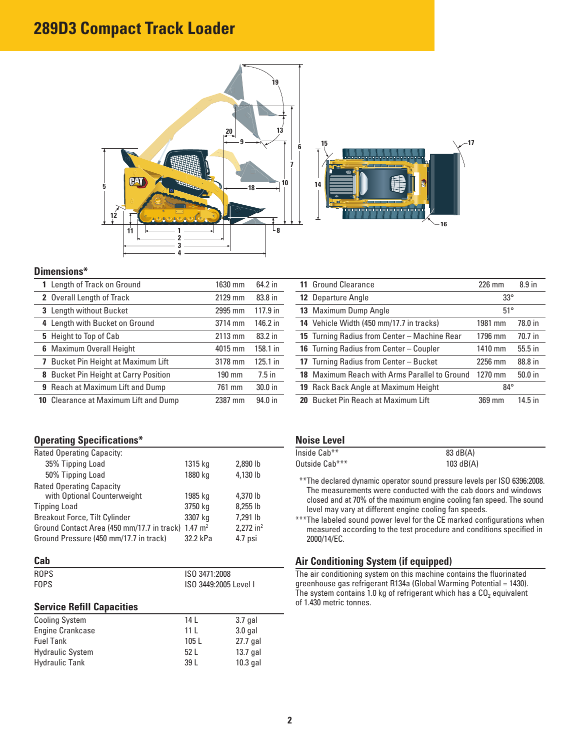# 289D3 Compact Track Loader

## Dimensions*

| | | | |
|---|---|---|---|
| **1** | Length of Track on Ground | 1630 mm | 64.2 in |
| **2** | Overall Length of Track | 2129 mm | 83.8 in |
| **3** | Length without Bucket | 2995 mm | 117.9 in |
| **4** | Length with Bucket on Ground | 3714 mm | 146.2 in |
| **5** | Height to Top of Cab | 2113 mm | 83.2 in |
| **6** | Maximum Overall Height | 4015 mm | 158.1 in |
| **7** | Bucket Pin Height at Maximum Lift | 3178 mm | 125.1 in |
| **8** | Bucket Pin Height at Carry Position | 190 mm | 7.5 in |
| **9** | Reach at Maximum Lift and Dump | 761 mm | 30.0 in |
| **10** | Clearance at Maximum Lift and Dump | 2387 mm | 94.0 in |
| **11** | Ground Clearance | 226 mm | 8.9 in |
| **12** | Departure Angle | 33° | |
| **13** | Maximum Dump Angle | 51° | |
| **14** | Vehicle Width (450 mm/17.7 in tracks) | 1981 mm | 78.0 in |
| **15** | Turning Radius from Center – Machine Rear | 1796 mm | 70.7 in |
| **16** | Turning Radius from Center – Coupler | 1410 mm | 55.5 in |
| **17** | Turning Radius from Center – Bucket | 2256 mm | 88.8 in |
| **18** | Maximum Reach with Arms Parallel to Ground | 1270 mm | 50.0 in |
| **19** | Rack Back Angle at Maximum Height | 84° | |
| **20** | Bucket Pin Reach at Maximum Lift | 369 mm | 14.5 in |

## Operating Specifications*

| | | |
|---|---|---|
| Rated Operating Capacity: | | |
| 35% Tipping Load | 1315 kg | 2,890 lb |
| 50% Tipping Load | 1880 kg | 4,130 lb |
| Rated Operating Capacity with Optional Counterweight | 1985 kg | 4,370 lb |
| Tipping Load | 3750 kg | 8,255 lb |
| Breakout Force, Tilt Cylinder | 3307 kg | 7,291 lb |
| Ground Contact Area (450 mm/17.7 in track) | 1.47 $m^2$ | 2,272 $in^2$ |
| Ground Pressure (450 mm/17.7 in track) | 32.2 kPa | 4.7 psi |

## Cab

| | |
|---|---|
| ROPS | ISO 3471:2008 |
| FOPS | ISO 3449:2005 Level I |

## Service Refill Capacities

| | | |
|---|---|---|
| Cooling System | 14 L | 3.7 gal |
| Engine Crankcase | 11 L | 3.0 gal |
| Fuel Tank | 105 L | 27.7 gal |
| Hydraulic System | 52 L | 13.7 gal |
| Hydraulic Tank | 39 L | 10.3 gal |

## Noise Level

| | |
|---|---|
| Inside Cab** | 83 dB(A) |
| Outside Cab*** | 103 dB(A) |

**The declared dynamic operator sound pressure levels per ISO 6396:2008. The measurements were conducted with the cab doors and windows closed and at 70% of the maximum engine cooling fan speed. The sound level may vary at different engine cooling fan speeds.

***The labeled sound power level for the CE marked configurations when measured according to the test procedure and conditions specified in 2000/14/EC.

## Air Conditioning System (if equipped)

The air conditioning system on this machine contains the fluorinated greenhouse gas refrigerant R134a (Global Warming Potential = 1430). The system contains 1.0 kg of refrigerant which has a $CO_2$ equivalent of 1.430 metric tonnes.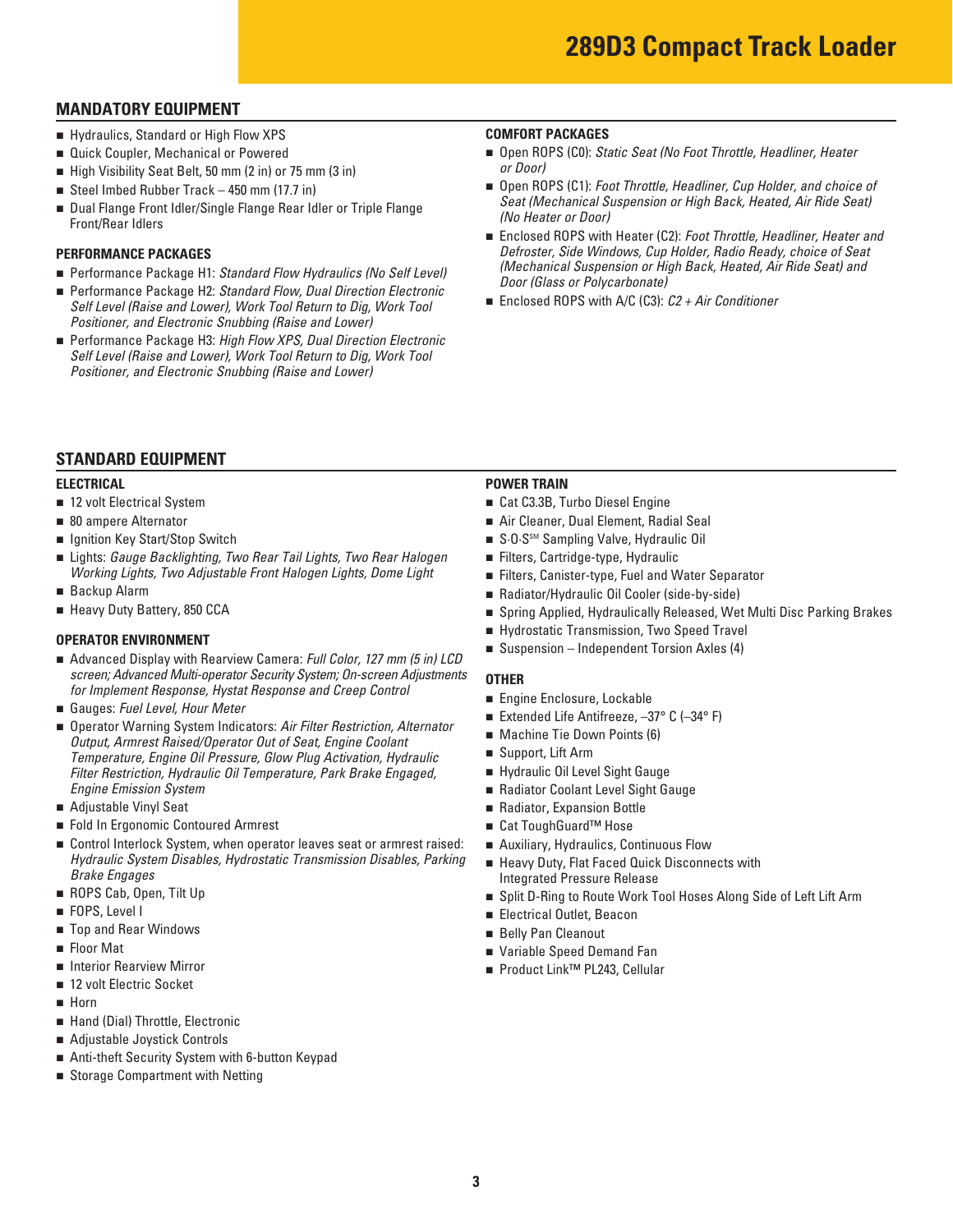# 289D3 Compact Track Loader

## MANDATORY EQUIPMENT

- Hydraulics, Standard or High Flow XPS
- Quick Coupler, Mechanical or Powered
- High Visibility Seat Belt, 50 mm (2 in) or 75 mm (3 in)
- Steel Imbed Rubber Track – 450 mm (17.7 in)
- Dual Flange Front Idler/Single Flange Rear Idler or Triple Flange Front/Rear Idlers

### PERFORMANCE PACKAGES

- Performance Package H1: *Standard Flow Hydraulics (No Self Level)*
- Performance Package H2: *Standard Flow, Dual Direction Electronic Self Level (Raise and Lower), Work Tool Return to Dig, Work Tool Positioner, and Electronic Snubbing (Raise and Lower)*
- Performance Package H3: *High Flow XPS, Dual Direction Electronic Self Level (Raise and Lower), Work Tool Return to Dig, Work Tool Positioner, and Electronic Snubbing (Raise and Lower)*

### COMFORT PACKAGES

- Open ROPS (C0): *Static Seat (No Foot Throttle, Headliner, Heater or Door)*
- Open ROPS (C1): *Foot Throttle, Headliner, Cup Holder, and choice of Seat (Mechanical Suspension or High Back, Heated, Air Ride Seat) (No Heater or Door)*
- Enclosed ROPS with Heater (C2): *Foot Throttle, Headliner, Heater and Defroster, Side Windows, Cup Holder, Radio Ready, choice of Seat (Mechanical Suspension or High Back, Heated, Air Ride Seat) and Door (Glass or Polycarbonate)*
- Enclosed ROPS with A/C (C3): *C2 + Air Conditioner*

## STANDARD EQUIPMENT

### ELECTRICAL

- 12 volt Electrical System
- 80 ampere Alternator
- Ignition Key Start/Stop Switch
- Lights: *Gauge Backlighting, Two Rear Tail Lights, Two Rear Halogen Working Lights, Two Adjustable Front Halogen Lights, Dome Light*
- Backup Alarm
- Heavy Duty Battery, 850 CCA

### OPERATOR ENVIRONMENT

- Advanced Display with Rearview Camera: *Full Color, 127 mm (5 in) LCD screen; Advanced Multi-operator Security System; On-screen Adjustments for Implement Response, Hystat Response and Creep Control*
- Gauges: *Fuel Level, Hour Meter*
- Operator Warning System Indicators: *Air Filter Restriction, Alternator Output, Armrest Raised/Operator Out of Seat, Engine Coolant Temperature, Engine Oil Pressure, Glow Plug Activation, Hydraulic Filter Restriction, Hydraulic Oil Temperature, Park Brake Engaged, Engine Emission System*
- Adjustable Vinyl Seat
- Fold In Ergonomic Contoured Armrest
- Control Interlock System, when operator leaves seat or armrest raised: *Hydraulic System Disables, Hydrostatic Transmission Disables, Parking Brake Engages*
- ROPS Cab, Open, Tilt Up
- FOPS, Level I
- Top and Rear Windows
- Floor Mat
- Interior Rearview Mirror
- 12 volt Electric Socket
- Horn
- Hand (Dial) Throttle, Electronic
- Adjustable Joystick Controls
- Anti-theft Security System with 6-button Keypad
- Storage Compartment with Netting

### POWER TRAIN

- Cat C3.3B, Turbo Diesel Engine
- Air Cleaner, Dual Element, Radial Seal
- S·O·S℠ Sampling Valve, Hydraulic Oil
- Filters, Cartridge-type, Hydraulic
- Filters, Canister-type, Fuel and Water Separator
- Radiator/Hydraulic Oil Cooler (side-by-side)
- Spring Applied, Hydraulically Released, Wet Multi Disc Parking Brakes
- Hydrostatic Transmission, Two Speed Travel
- Suspension – Independent Torsion Axles (4)

### OTHER

- Engine Enclosure, Lockable
- Extended Life Antifreeze, –37° C (–34° F)
- Machine Tie Down Points (6)
- Support, Lift Arm
- Hydraulic Oil Level Sight Gauge
- Radiator Coolant Level Sight Gauge
- Radiator, Expansion Bottle
- Cat ToughGuard™ Hose
- Auxiliary, Hydraulics, Continuous Flow
- Heavy Duty, Flat Faced Quick Disconnects with Integrated Pressure Release
- Split D-Ring to Route Work Tool Hoses Along Side of Left Lift Arm
- Electrical Outlet, Beacon
- Belly Pan Cleanout
- Variable Speed Demand Fan
- Product Link™ PL243, Cellular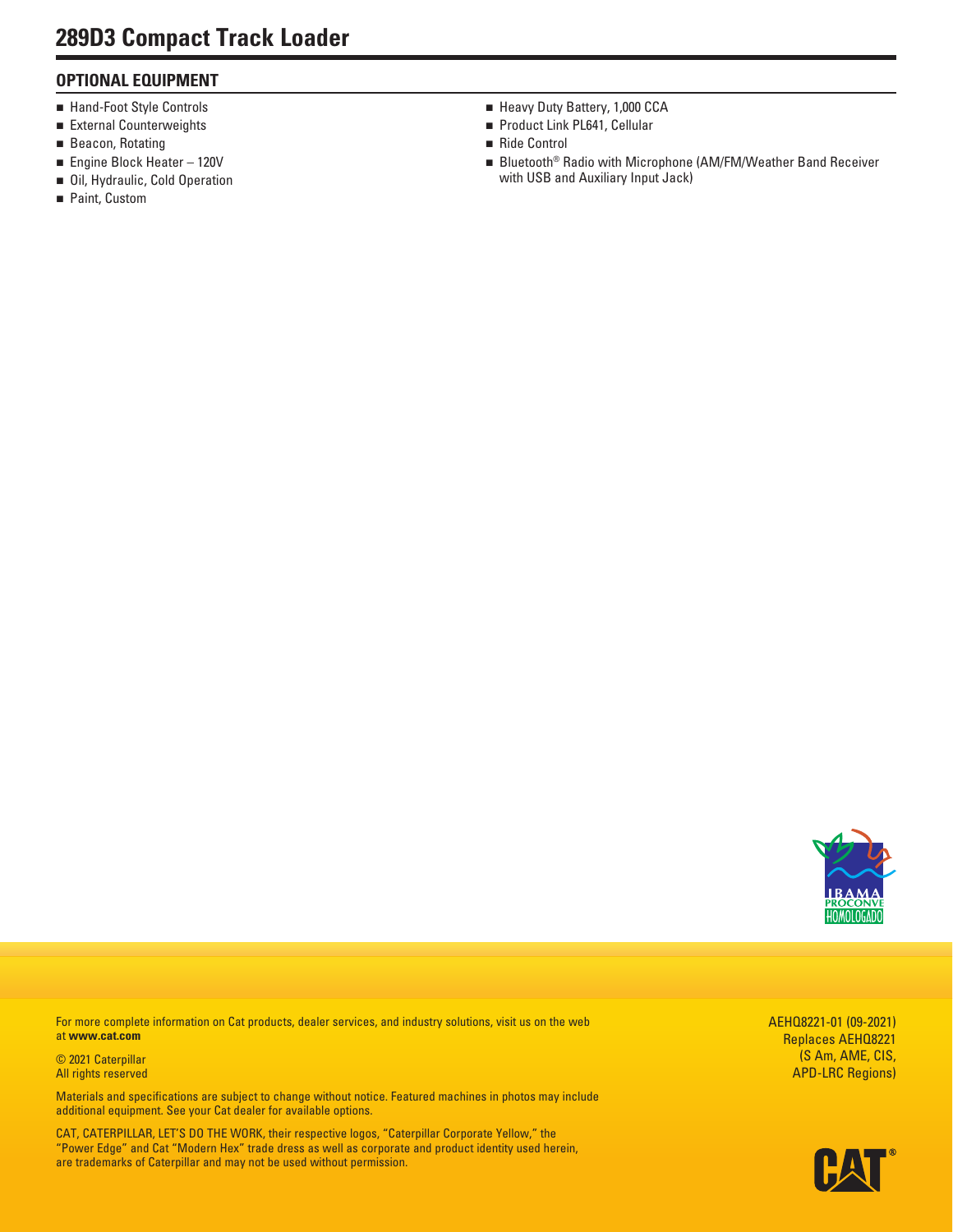# 289D3 Compact Track Loader

## OPTIONAL EQUIPMENT

- Hand-Foot Style Controls
- External Counterweights
- Beacon, Rotating
- Engine Block Heater – 120V
- Oil, Hydraulic, Cold Operation
- Paint, Custom
- Heavy Duty Battery, 1,000 CCA
- Product Link PL641, Cellular
- Ride Control
- Bluetooth® Radio with Microphone (AM/FM/Weather Band Receiver with USB and Auxiliary Input Jack)

IBAMA PROCONVE HOMOLOGADO

For more complete information on Cat products, dealer services, and industry solutions, visit us on the web at **www.cat.com**

© 2021 Caterpillar
All rights reserved

Materials and specifications are subject to change without notice. Featured machines in photos may include additional equipment. See your Cat dealer for available options.

CAT, CATERPILLAR, LET'S DO THE WORK, their respective logos, "Caterpillar Corporate Yellow," the "Power Edge" and Cat "Modern Hex" trade dress as well as corporate and product identity used herein, are trademarks of Caterpillar and may not be used without permission.

AEHQ8221-01 (09-2021)
Replaces AEHQ8221
(S Am, AME, CIS, APD-LRC Regions)

CAT®